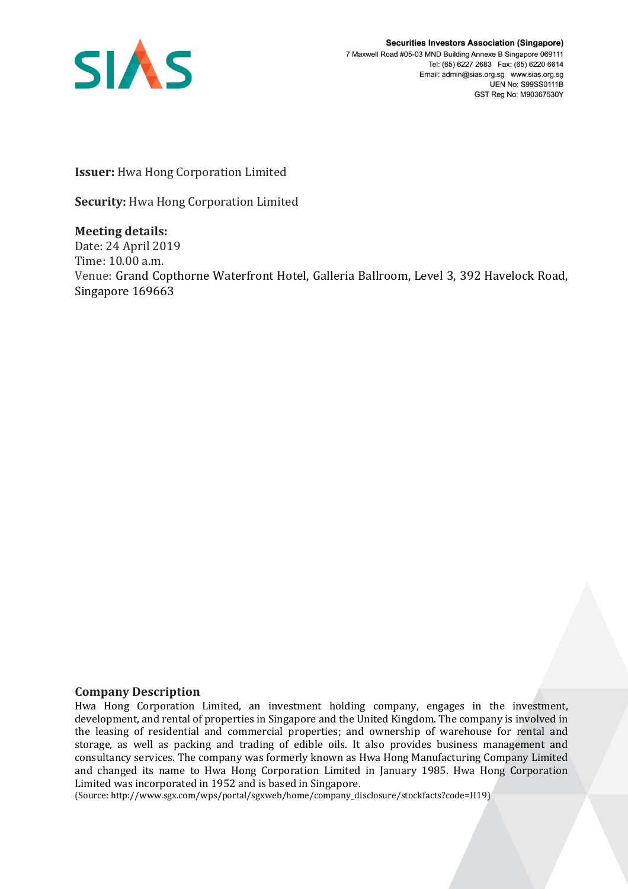Securities Investors Association (Singapore)
7 Maxwell Road #05-03 MND Building Annexe B Singapore 069111
Tel: (65) 6227 2683 Fax: (65) 6220 6614
Email: admin@sias.org.sg www.sias.org.sg
UEN No: S99SS0111B
GST Reg No: M90367530Y

**Issuer:** Hwa Hong Corporation Limited

**Security:** Hwa Hong Corporation Limited

**Meeting details:**
Date: 24 April 2019
Time: 10.00 a.m.
Venue: Grand Copthorne Waterfront Hotel, Galleria Ballroom, Level 3, 392 Havelock Road, Singapore 169663

## Company Description

Hwa Hong Corporation Limited, an investment holding company, engages in the investment, development, and rental of properties in Singapore and the United Kingdom. The company is involved in the leasing of residential and commercial properties; and ownership of warehouse for rental and storage, as well as packing and trading of edible oils. It also provides business management and consultancy services. The company was formerly known as Hwa Hong Manufacturing Company Limited and changed its name to Hwa Hong Corporation Limited in January 1985. Hwa Hong Corporation Limited was incorporated in 1952 and is based in Singapore.

(Source: http://www.sgx.com/wps/portal/sgxweb/home/company_disclosure/stockfacts?code=H19)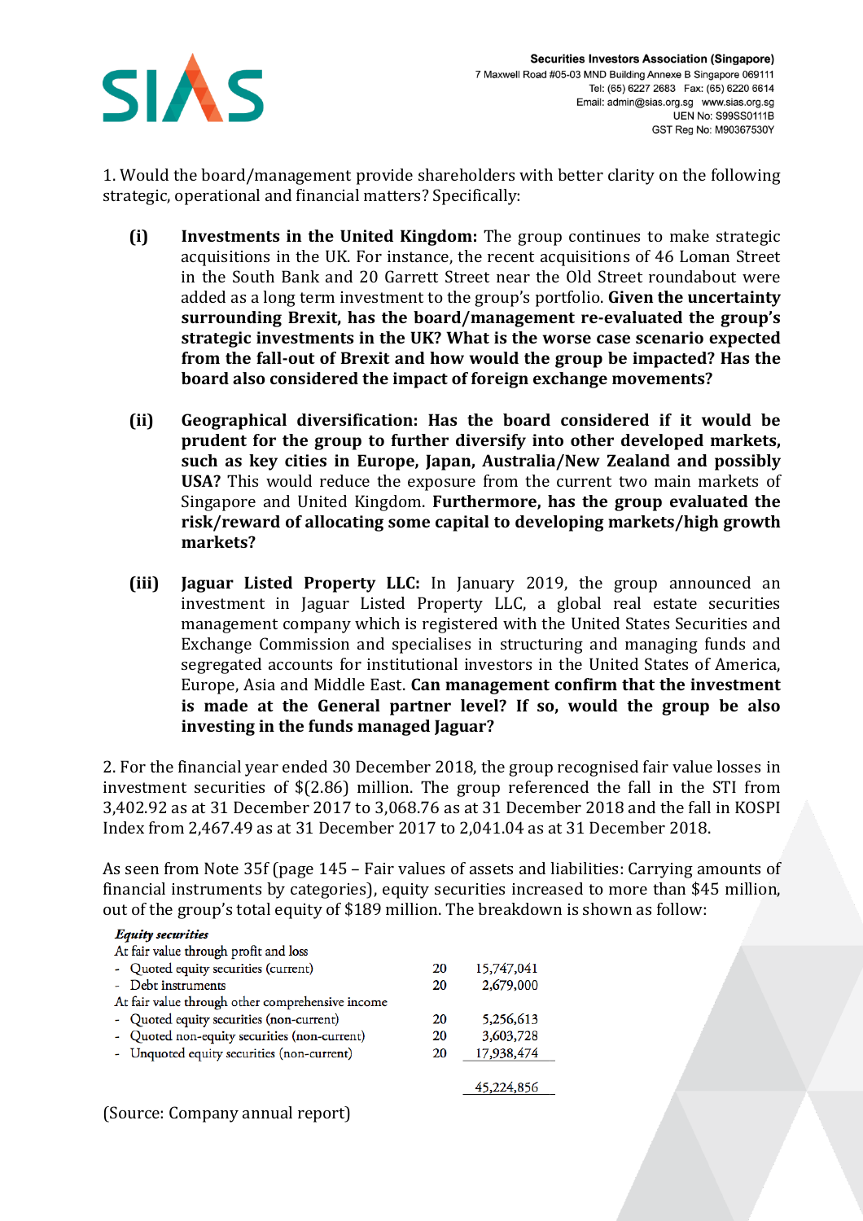1. Would the board/management provide shareholders with better clarity on the following strategic, operational and financial matters? Specifically:

**(i)** **Investments in the United Kingdom:** The group continues to make strategic acquisitions in the UK. For instance, the recent acquisitions of 46 Loman Street in the South Bank and 20 Garrett Street near the Old Street roundabout were added as a long term investment to the group's portfolio. **Given the uncertainty surrounding Brexit, has the board/management re-evaluated the group's strategic investments in the UK? What is the worse case scenario expected from the fall-out of Brexit and how would the group be impacted? Has the board also considered the impact of foreign exchange movements?**

**(ii)** **Geographical diversification: Has the board considered if it would be prudent for the group to further diversify into other developed markets, such as key cities in Europe, Japan, Australia/New Zealand and possibly USA?** This would reduce the exposure from the current two main markets of Singapore and United Kingdom. **Furthermore, has the group evaluated the risk/reward of allocating some capital to developing markets/high growth markets?**

**(iii)** **Jaguar Listed Property LLC:** In January 2019, the group announced an investment in Jaguar Listed Property LLC, a global real estate securities management company which is registered with the United States Securities and Exchange Commission and specialises in structuring and managing funds and segregated accounts for institutional investors in the United States of America, Europe, Asia and Middle East. **Can management confirm that the investment is made at the General partner level? If so, would the group be also investing in the funds managed Jaguar?**

2. For the financial year ended 30 December 2018, the group recognised fair value losses in investment securities of $(2.86) million. The group referenced the fall in the STI from 3,402.92 as at 31 December 2017 to 3,068.76 as at 31 December 2018 and the fall in KOSPI Index from 2,467.49 as at 31 December 2017 to 2,041.04 as at 31 December 2018.

As seen from Note 35f (page 145 – Fair values of assets and liabilities: Carrying amounts of financial instruments by categories), equity securities increased to more than $45 million, out of the group's total equity of $189 million. The breakdown is shown as follow:

| ***Equity securities*** | | |
|---|---|---|
| At fair value through profit and loss | | |
| - Quoted equity securities (current) | 20 | 15,747,041 |
| - Debt instruments | 20 | 2,679,000 |
| At fair value through other comprehensive income | | |
| - Quoted equity securities (non-current) | 20 | 5,256,613 |
| - Quoted non-equity securities (non-current) | 20 | 3,603,728 |
| - Unquoted equity securities (non-current) | 20 | 17,938,474 |
| | | 45,224,856 |

(Source: Company annual report)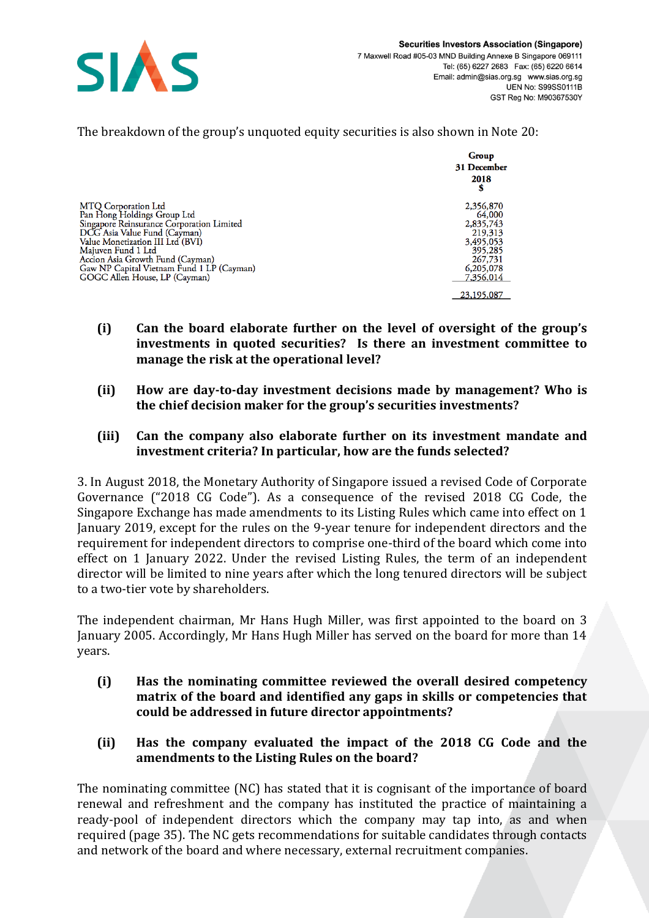The breakdown of the group's unquoted equity securities is also shown in Note 20:

| | Group 31 December 2018 $ |
|---|---|
| MTQ Corporation Ltd | 2,356,870 |
| Pan Hong Holdings Group Ltd | 64,000 |
| Singapore Reinsurance Corporation Limited | 2,835,743 |
| DCG Asia Value Fund (Cayman) | 219,313 |
| Value Monetization III Ltd (BVI) | 3,495,053 |
| Majuven Fund 1 Ltd | 395,285 |
| Accion Asia Growth Fund (Cayman) | 267,731 |
| Gaw NP Capital Vietnam Fund 1 LP (Cayman) | 6,205,078 |
| GOGC Allen House, LP (Cayman) | 7,356,014 |
| | 23,195,087 |

- **(i) Can the board elaborate further on the level of oversight of the group's investments in quoted securities? Is there an investment committee to manage the risk at the operational level?**

- **(ii) How are day-to-day investment decisions made by management? Who is the chief decision maker for the group's securities investments?**

- **(iii) Can the company also elaborate further on its investment mandate and investment criteria? In particular, how are the funds selected?**

3. In August 2018, the Monetary Authority of Singapore issued a revised Code of Corporate Governance ("2018 CG Code"). As a consequence of the revised 2018 CG Code, the Singapore Exchange has made amendments to its Listing Rules which came into effect on 1 January 2019, except for the rules on the 9-year tenure for independent directors and the requirement for independent directors to comprise one-third of the board which come into effect on 1 January 2022. Under the revised Listing Rules, the term of an independent director will be limited to nine years after which the long tenured directors will be subject to a two-tier vote by shareholders.

The independent chairman, Mr Hans Hugh Miller, was first appointed to the board on 3 January 2005. Accordingly, Mr Hans Hugh Miller has served on the board for more than 14 years.

- **(i) Has the nominating committee reviewed the overall desired competency matrix of the board and identified any gaps in skills or competencies that could be addressed in future director appointments?**

- **(ii) Has the company evaluated the impact of the 2018 CG Code and the amendments to the Listing Rules on the board?**

The nominating committee (NC) has stated that it is cognisant of the importance of board renewal and refreshment and the company has instituted the practice of maintaining a ready-pool of independent directors which the company may tap into, as and when required (page 35). The NC gets recommendations for suitable candidates through contacts and network of the board and where necessary, external recruitment companies.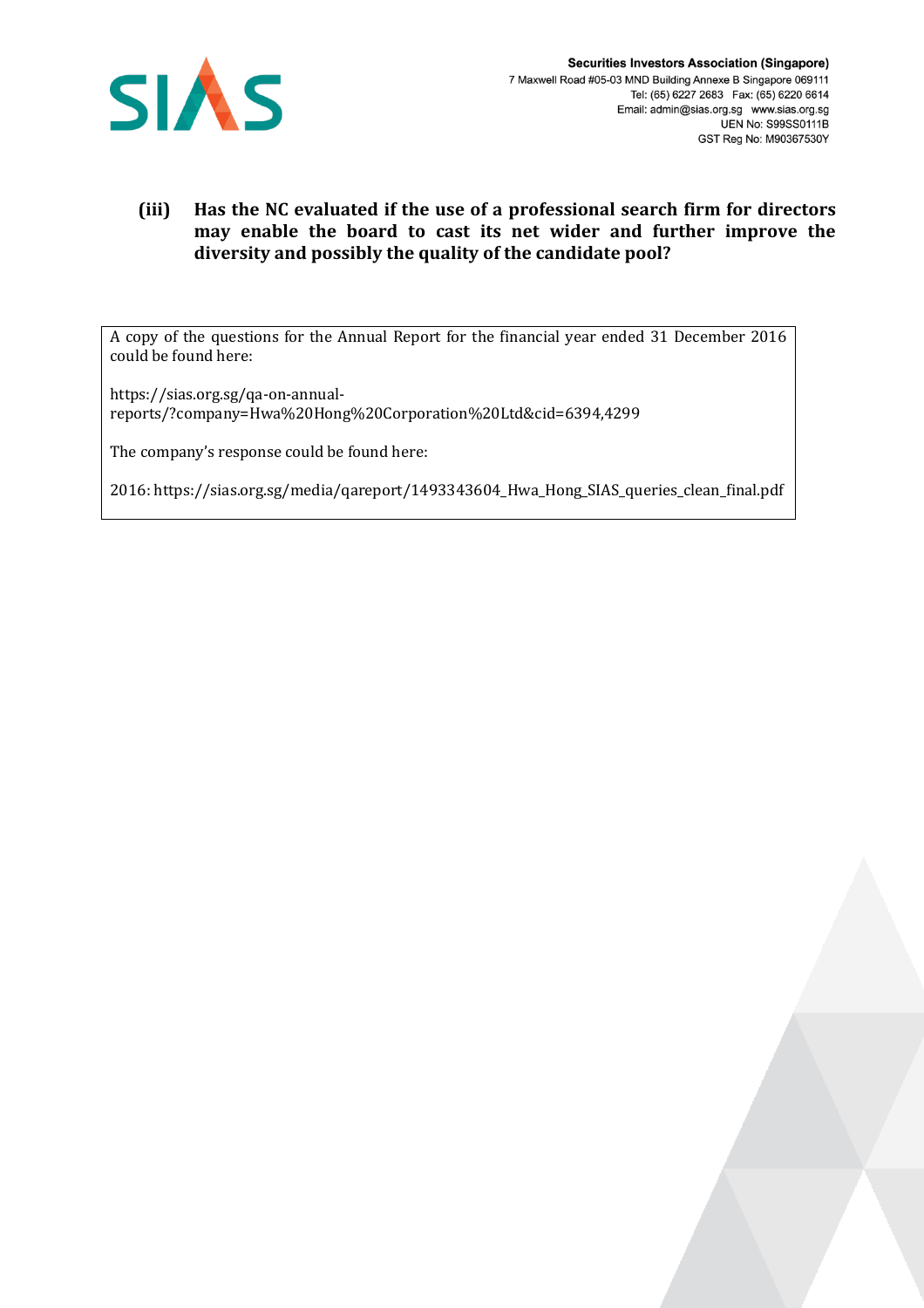**(iii) Has the NC evaluated if the use of a professional search firm for directors may enable the board to cast its net wider and further improve the diversity and possibly the quality of the candidate pool?**

A copy of the questions for the Annual Report for the financial year ended 31 December 2016 could be found here:

https://sias.org.sg/qa-on-annual-reports/?company=Hwa%20Hong%20Corporation%20Ltd&cid=6394,4299

The company's response could be found here:

2016: https://sias.org.sg/media/qareport/1493343604_Hwa_Hong_SIAS_queries_clean_final.pdf